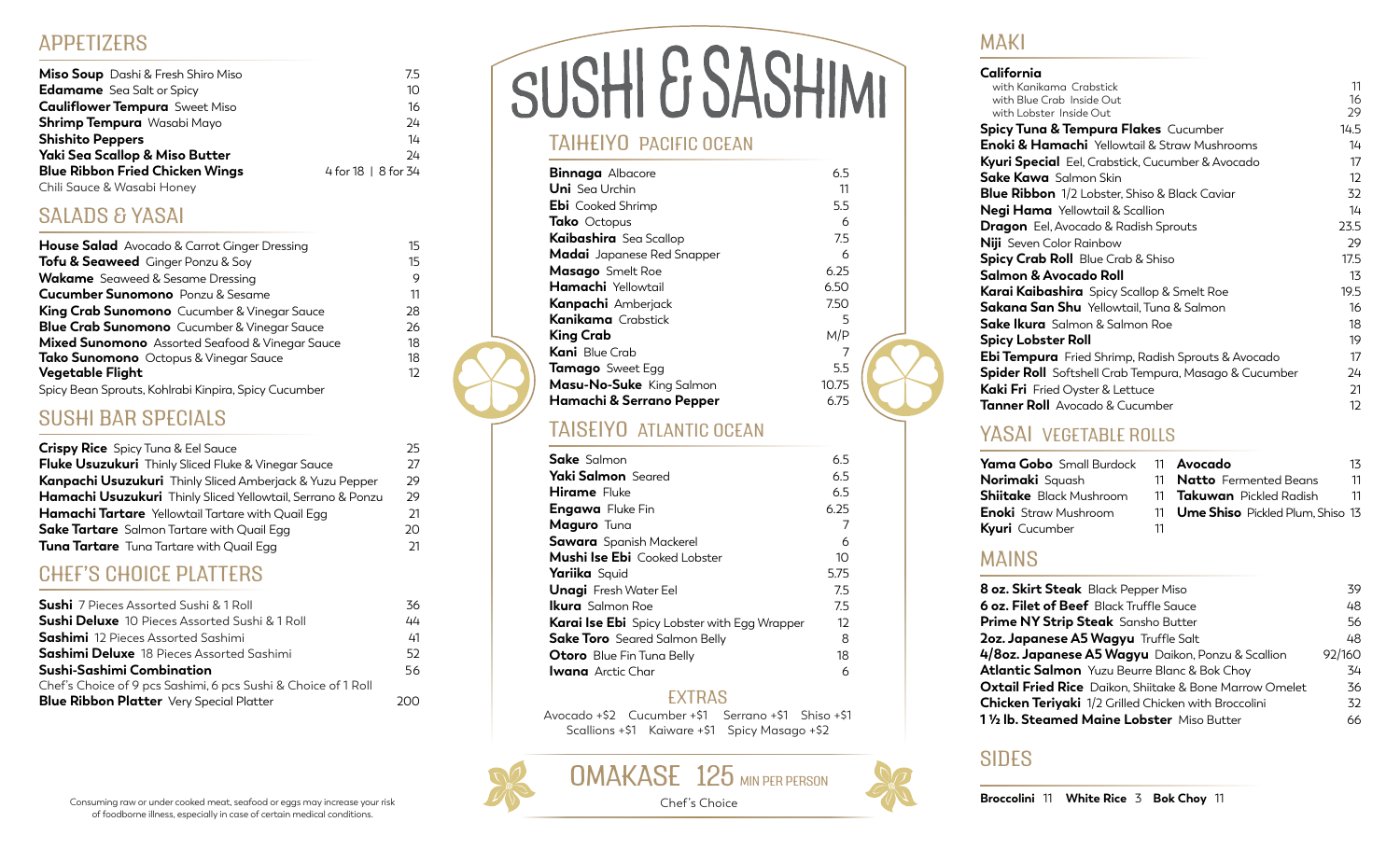## APPETIZERS

| Item | Price |
|---|---|
| **Miso Soup** Dashi & Fresh Shiro Miso | 7.5 |
| **Edamame** Sea Salt or Spicy | 10 |
| **Cauliflower Tempura** Sweet Miso | 16 |
| **Shrimp Tempura** Wasabi Mayo | 24 |
| **Shishito Peppers** | 14 |
| **Yaki Sea Scallop & Miso Butter** | 24 |
| **Blue Ribbon Fried Chicken Wings** Chili Sauce & Wasabi Honey | 4 for 18 \| 8 for 34 |

## SALADS & YASAI

| Item | Price |
|---|---|
| **House Salad** Avocado & Carrot Ginger Dressing | 15 |
| **Tofu & Seaweed** Ginger Ponzu & Soy | 15 |
| **Wakame** Seaweed & Sesame Dressing | 9 |
| **Cucumber Sunomono** Ponzu & Sesame | 11 |
| **King Crab Sunomono** Cucumber & Vinegar Sauce | 28 |
| **Blue Crab Sunomono** Cucumber & Vinegar Sauce | 26 |
| **Mixed Sunomono** Assorted Seafood & Vinegar Sauce | 18 |
| **Tako Sunomono** Octopus & Vinegar Sauce | 18 |
| **Vegetable Flight** Spicy Bean Sprouts, Kohlrabi Kinpira, Spicy Cucumber | 12 |

## SUSHI BAR SPECIALS

| Item | Price |
|---|---|
| **Crispy Rice** Spicy Tuna & Eel Sauce | 25 |
| **Fluke Usuzukuri** Thinly Sliced Fluke & Vinegar Sauce | 27 |
| **Kanpachi Usuzukuri** Thinly Sliced Amberjack & Yuzu Pepper | 29 |
| **Hamachi Usuzukuri** Thinly Sliced Yellowtail, Serrano & Ponzu | 29 |
| **Hamachi Tartare** Yellowtail Tartare with Quail Egg | 21 |
| **Sake Tartare** Salmon Tartare with Quail Egg | 20 |
| **Tuna Tartare** Tuna Tartare with Quail Egg | 21 |

## CHEF'S CHOICE PLATTERS

| Item | Price |
|---|---|
| **Sushi** 7 Pieces Assorted Sushi & 1 Roll | 36 |
| **Sushi Deluxe** 10 Pieces Assorted Sushi & 1 Roll | 44 |
| **Sashimi** 12 Pieces Assorted Sashimi | 41 |
| **Sashimi Deluxe** 18 Pieces Assorted Sashimi | 52 |
| **Sushi-Sashimi Combination** Chef's Choice of 9 pcs Sashimi, 6 pcs Sushi & Choice of 1 Roll | 56 |
| **Blue Ribbon Platter** Very Special Platter | 200 |

Consuming raw or under cooked meat, seafood or eggs may increase your risk of foodborne illness, especially in case of certain medical conditions.

# SUSHI & SASHIMI

## TAIHEIYO PACIFIC OCEAN

| Item | Price |
|---|---|
| **Binnaga** Albacore | 6.5 |
| **Uni** Sea Urchin | 11 |
| **Ebi** Cooked Shrimp | 5.5 |
| **Tako** Octopus | 6 |
| **Kaibashira** Sea Scallop | 7.5 |
| **Madai** Japanese Red Snapper | 6 |
| **Masago** Smelt Roe | 6.25 |
| **Hamachi** Yellowtail | 6.50 |
| **Kanpachi** Amberjack | 7.50 |
| **Kanikama** Crabstick | 5 |
| **King Crab** | M/P |
| **Kani** Blue Crab | 7 |
| **Tamago** Sweet Egg | 5.5 |
| **Masu-No-Suke** King Salmon | 10.75 |
| **Hamachi & Serrano Pepper** | 6.75 |

## TAISEIYO ATLANTIC OCEAN

| Item | Price |
|---|---|
| **Sake** Salmon | 6.5 |
| **Yaki Salmon** Seared | 6.5 |
| **Hirame** Fluke | 6.5 |
| **Engawa** Fluke Fin | 6.25 |
| **Maguro** Tuna | 7 |
| **Sawara** Spanish Mackerel | 6 |
| **Mushi Ise Ebi** Cooked Lobster | 10 |
| **Yariika** Squid | 5.75 |
| **Unagi** Fresh Water Eel | 7.5 |
| **Ikura** Salmon Roe | 7.5 |
| **Karai Ise Ebi** Spicy Lobster with Egg Wrapper | 12 |
| **Sake Toro** Seared Salmon Belly | 8 |
| **Otoro** Blue Fin Tuna Belly | 18 |
| **Iwana** Arctic Char | 6 |

## EXTRAS

Avocado +$2 Cucumber +$1 Serrano +$1 Shiso +$1
Scallions +$1 Kaiware +$1 Spicy Masago +$2

## OMAKASE 125 MIN PER PERSON

Chef's Choice

## MAKI

| Item | Price |
|---|---|
| **California** with Kanikama Crabstick | 11 |
| with Blue Crab Inside Out | 16 |
| with Lobster Inside Out | 29 |
| **Spicy Tuna & Tempura Flakes** Cucumber | 14.5 |
| **Enoki & Hamachi** Yellowtail & Straw Mushrooms | 14 |
| **Kyuri Special** Eel, Crabstick, Cucumber & Avocado | 17 |
| **Sake Kawa** Salmon Skin | 12 |
| **Blue Ribbon** 1/2 Lobster, Shiso & Black Caviar | 32 |
| **Negi Hama** Yellowtail & Scallion | 14 |
| **Dragon** Eel, Avocado & Radish Sprouts | 23.5 |
| **Niji** Seven Color Rainbow | 29 |
| **Spicy Crab Roll** Blue Crab & Shiso | 17.5 |
| **Salmon & Avocado Roll** | 13 |
| **Karai Kaibashira** Spicy Scallop & Smelt Roe | 19.5 |
| **Sakana San Shu** Yellowtail, Tuna & Salmon | 16 |
| **Sake Ikura** Salmon & Salmon Roe | 18 |
| **Spicy Lobster Roll** | 19 |
| **Ebi Tempura** Fried Shrimp, Radish Sprouts & Avocado | 17 |
| **Spider Roll** Softshell Crab Tempura, Masago & Cucumber | 24 |
| **Kaki Fri** Fried Oyster & Lettuce | 21 |
| **Tanner Roll** Avocado & Cucumber | 12 |

## YASAI VEGETABLE ROLLS

| Item | Price | Item | Price |
|---|---|---|---|
| **Yama Gobo** Small Burdock | 11 | **Avocado** | 13 |
| **Norimaki** Squash | 11 | **Natto** Fermented Beans | 11 |
| **Shiitake** Black Mushroom | 11 | **Takuwan** Pickled Radish | 11 |
| **Enoki** Straw Mushroom | 11 | **Ume Shiso** Pickled Plum, Shiso | 13 |
| **Kyuri** Cucumber | 11 | | |

## MAINS

| Item | Price |
|---|---|
| **8 oz. Skirt Steak** Black Pepper Miso | 39 |
| **6 oz. Filet of Beef** Black Truffle Sauce | 48 |
| **Prime NY Strip Steak** Sansho Butter | 56 |
| **2oz. Japanese A5 Wagyu** Truffle Salt | 48 |
| **4/8oz. Japanese A5 Wagyu** Daikon, Ponzu & Scallion | 92/160 |
| **Atlantic Salmon** Yuzu Beurre Blanc & Bok Choy | 34 |
| **Oxtail Fried Rice** Daikon, Shiitake & Bone Marrow Omelet | 36 |
| **Chicken Teriyaki** 1/2 Grilled Chicken with Broccolini | 32 |
| **1 ½ lb. Steamed Maine Lobster** Miso Butter | 66 |

## SIDES

**Broccolini** 11 **White Rice** 3 **Bok Choy** 11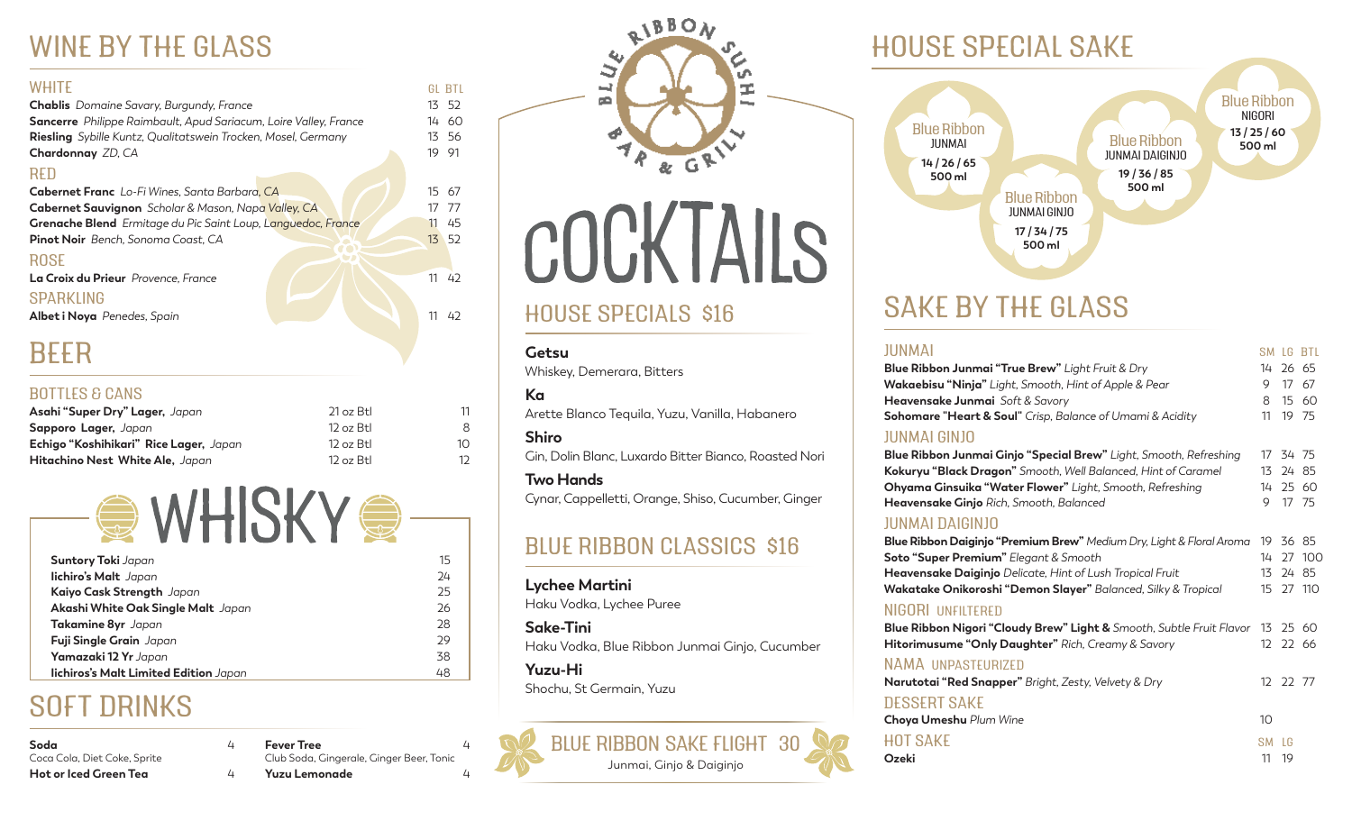# WINE BY THE GLASS

| WHITE | GL | BTL |
|---|---|---|
| **Chablis** *Domaine Savary, Burgundy, France* | 13 | 52 |
| **Sancerre** *Philippe Raimbault, Apud Sariacum, Loire Valley, France* | 14 | 60 |
| **Riesling** *Sybille Kuntz, Qualitatswein Trocken, Mosel, Germany* | 13 | 56 |
| **Chardonnay** *ZD, CA* | 19 | 91 |

### RED

| | | |
|---|---|---|
| **Cabernet Franc** *Lo-Fi Wines, Santa Barbara, CA* | 15 | 67 |
| **Cabernet Sauvignon** *Scholar & Mason, Napa Valley, CA* | 17 | 77 |
| **Grenache Blend** *Ermitage du Pic Saint Loup, Languedoc, France* | 11 | 45 |
| **Pinot Noir** *Bench, Sonoma Coast, CA* | 13 | 52 |

### ROSE

| | | |
|---|---|---|
| **La Croix du Prieur** *Provence, France* | 11 | 42 |

### SPARKLING

| | | |
|---|---|---|
| **Albet i Noya** *Penedes, Spain* | 11 | 42 |

# BEER

### BOTTLES & CANS

| | | |
|---|---|---|
| **Asahi "Super Dry" Lager,** *Japan* | 21 oz Btl | 11 |
| **Sapporo Lager,** *Japan* | 12 oz Btl | 8 |
| **Echigo "Koshihikari" Rice Lager,** *Japan* | 12 oz Btl | 10 |
| **Hitachino Nest White Ale,** *Japan* | 12 oz Btl | 12 |

# WHISKY

| | |
|---|---|
| **Suntory Toki** *Japan* | 15 |
| **Iichiro's Malt** *Japan* | 24 |
| **Kaiyo Cask Strength** *Japan* | 25 |
| **Akashi White Oak Single Malt** *Japan* | 26 |
| **Takamine 8yr** *Japan* | 28 |
| **Fuji Single Grain** *Japan* | 29 |
| **Yamazaki 12 Yr** *Japan* | 38 |
| **Iichiros's Malt Limited Edition** *Japan* | 48 |

# SOFT DRINKS

**Soda** 4
Coca Cola, Diet Coke, Sprite

**Hot or Iced Green Tea** 4

**Fever Tree** 4
Club Soda, Gingerale, Ginger Beer, Tonic

**Yuzu Lemonade** 4

BLUE RIBBON SUSHI BAR & GRILL

# COCKTAILS

## HOUSE SPECIALS $16

**Getsu**
Whiskey, Demerara, Bitters

**Ka**
Arette Blanco Tequila, Yuzu, Vanilla, Habanero

**Shiro**
Gin, Dolin Blanc, Luxardo Bitter Bianco, Roasted Nori

**Two Hands**
Cynar, Cappelletti, Orange, Shiso, Cucumber, Ginger

## BLUE RIBBON CLASSICS $16

**Lychee Martini**
Haku Vodka, Lychee Puree

**Sake-Tini**
Haku Vodka, Blue Ribbon Junmai Ginjo, Cucumber

**Yuzu-Hi**
Shochu, St Germain, Yuzu

## BLUE RIBBON SAKE FLIGHT 30
Junmai, Ginjo & Daiginjo

# HOUSE SPECIAL SAKE

Blue Ribbon JUNMAI
14 / 26 / 65
500 ml

Blue Ribbon JUNMAI GINJO
17 / 34 / 75
500 ml

Blue Ribbon JUNMAI DAIGINJO
19 / 36 / 85
500 ml

Blue Ribbon NIGORI
13 / 25 / 60
500 ml

# SAKE BY THE GLASS

| JUNMAI | SM | LG | BTL |
|---|---|---|---|
| **Blue Ribbon Junmai "True Brew"** *Light Fruit & Dry* | 14 | 26 | 65 |
| **Wakaebisu "Ninja"** *Light, Smooth, Hint of Apple & Pear* | 9 | 17 | 67 |
| **Heavensake Junmai** *Soft & Savory* | 8 | 15 | 60 |
| **Sohomare "Heart & Soul"** *Crisp, Balance of Umami & Acidity* | 11 | 19 | 75 |

### JUNMAI GINJO

| | | | |
|---|---|---|---|
| **Blue Ribbon Junmai Ginjo "Special Brew"** *Light, Smooth, Refreshing* | 17 | 34 | 75 |
| **Kokuryu "Black Dragon"** *Smooth, Well Balanced, Hint of Caramel* | 13 | 24 | 85 |
| **Ohyama Ginsuika "Water Flower"** *Light, Smooth, Refreshing* | 14 | 25 | 60 |
| **Heavensake Ginjo** *Rich, Smooth, Balanced* | 9 | 17 | 75 |

### JUNMAI DAIGINJO

| | | | |
|---|---|---|---|
| **Blue Ribbon Daiginjo "Premium Brew"** *Medium Dry, Light & Floral Aroma* | 19 | 36 | 85 |
| **Soto "Super Premium"** *Elegant & Smooth* | 14 | 27 | 100 |
| **Heavensake Daiginjo** *Delicate, Hint of Lush Tropical Fruit* | 13 | 24 | 85 |
| **Wakatake Onikoroshi "Demon Slayer"** *Balanced, Silky & Tropical* | 15 | 27 | 110 |

### NIGORI UNFILTERED

| | | | |
|---|---|---|---|
| **Blue Ribbon Nigori "Cloudy Brew" Light &** *Smooth, Subtle Fruit Flavor* | 13 | 25 | 60 |
| **Hitorimusume "Only Daughter"** *Rich, Creamy & Savory* | 12 | 22 | 66 |

### NAMA UNPASTEURIZED

| | | | |
|---|---|---|---|
| **Narutotai "Red Snapper"** *Bright, Zesty, Velvety & Dry* | 12 | 22 | 77 |

### DESSERT SAKE

| | |
|---|---|
| **Choya Umeshu** *Plum Wine* | 10 |

### HOT SAKE

| | SM | LG |
|---|---|---|
| **Ozeki** | 11 | 19 |